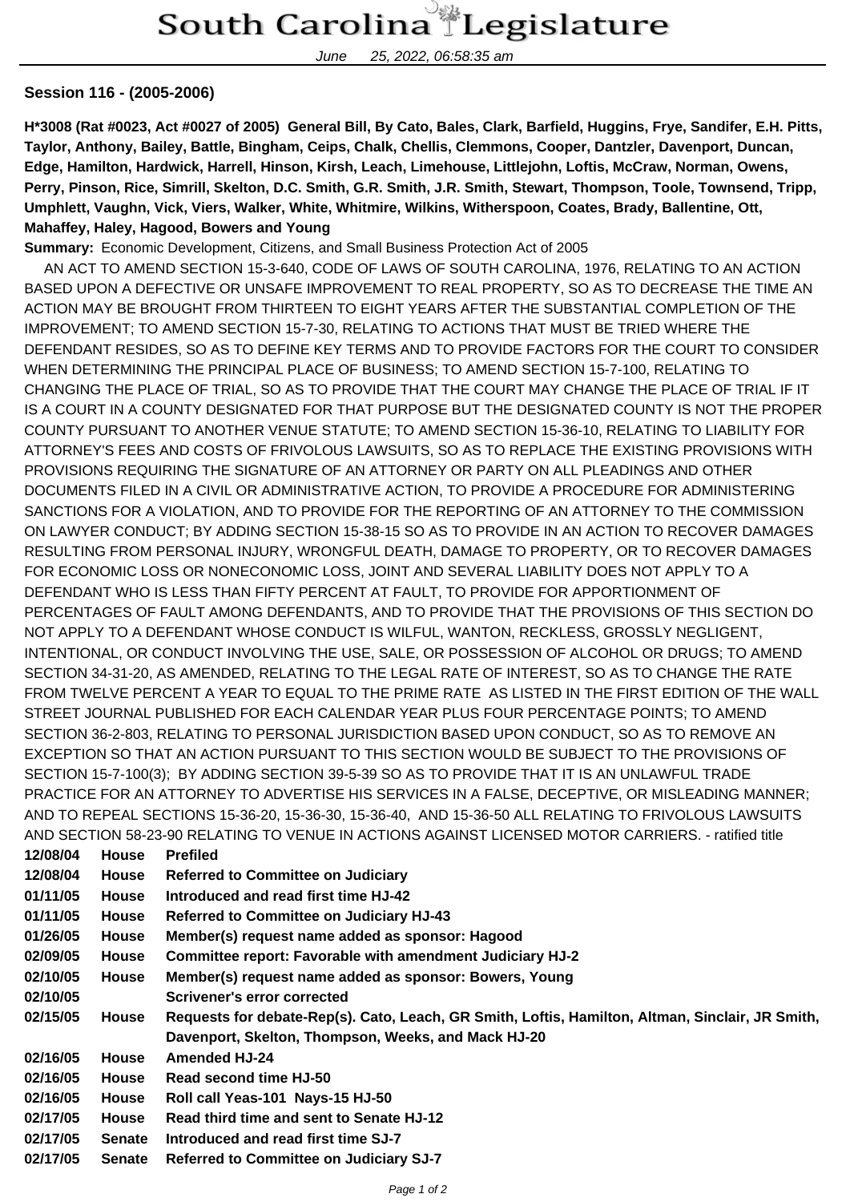# South Carolina Legislature

June 25, 2022, 06:58:35 am

**Session 116 - (2005-2006)**

**H*3008 (Rat #0023, Act #0027 of 2005) General Bill, By Cato, Bales, Clark, Barfield, Huggins, Frye, Sandifer, E.H. Pitts, Taylor, Anthony, Bailey, Battle, Bingham, Ceips, Chalk, Chellis, Clemmons, Cooper, Dantzler, Davenport, Duncan, Edge, Hamilton, Hardwick, Harrell, Hinson, Kirsh, Leach, Limehouse, Littlejohn, Loftis, McCraw, Norman, Owens, Perry, Pinson, Rice, Simrill, Skelton, D.C. Smith, G.R. Smith, J.R. Smith, Stewart, Thompson, Toole, Townsend, Tripp, Umphlett, Vaughn, Vick, Viers, Walker, White, Whitmire, Wilkins, Witherspoon, Coates, Brady, Ballentine, Ott, Mahaffey, Haley, Hagood, Bowers and Young**

**Summary:** Economic Development, Citizens, and Small Business Protection Act of 2005

AN ACT TO AMEND SECTION 15-3-640, CODE OF LAWS OF SOUTH CAROLINA, 1976, RELATING TO AN ACTION BASED UPON A DEFECTIVE OR UNSAFE IMPROVEMENT TO REAL PROPERTY, SO AS TO DECREASE THE TIME AN ACTION MAY BE BROUGHT FROM THIRTEEN TO EIGHT YEARS AFTER THE SUBSTANTIAL COMPLETION OF THE IMPROVEMENT; TO AMEND SECTION 15-7-30, RELATING TO ACTIONS THAT MUST BE TRIED WHERE THE DEFENDANT RESIDES, SO AS TO DEFINE KEY TERMS AND TO PROVIDE FACTORS FOR THE COURT TO CONSIDER WHEN DETERMINING THE PRINCIPAL PLACE OF BUSINESS; TO AMEND SECTION 15-7-100, RELATING TO CHANGING THE PLACE OF TRIAL, SO AS TO PROVIDE THAT THE COURT MAY CHANGE THE PLACE OF TRIAL IF IT IS A COURT IN A COUNTY DESIGNATED FOR THAT PURPOSE BUT THE DESIGNATED COUNTY IS NOT THE PROPER COUNTY PURSUANT TO ANOTHER VENUE STATUTE; TO AMEND SECTION 15-36-10, RELATING TO LIABILITY FOR ATTORNEY'S FEES AND COSTS OF FRIVOLOUS LAWSUITS, SO AS TO REPLACE THE EXISTING PROVISIONS WITH PROVISIONS REQUIRING THE SIGNATURE OF AN ATTORNEY OR PARTY ON ALL PLEADINGS AND OTHER DOCUMENTS FILED IN A CIVIL OR ADMINISTRATIVE ACTION, TO PROVIDE A PROCEDURE FOR ADMINISTERING SANCTIONS FOR A VIOLATION, AND TO PROVIDE FOR THE REPORTING OF AN ATTORNEY TO THE COMMISSION ON LAWYER CONDUCT; BY ADDING SECTION 15-38-15 SO AS TO PROVIDE IN AN ACTION TO RECOVER DAMAGES RESULTING FROM PERSONAL INJURY, WRONGFUL DEATH, DAMAGE TO PROPERTY, OR TO RECOVER DAMAGES FOR ECONOMIC LOSS OR NONECONOMIC LOSS, JOINT AND SEVERAL LIABILITY DOES NOT APPLY TO A DEFENDANT WHO IS LESS THAN FIFTY PERCENT AT FAULT, TO PROVIDE FOR APPORTIONMENT OF PERCENTAGES OF FAULT AMONG DEFENDANTS, AND TO PROVIDE THAT THE PROVISIONS OF THIS SECTION DO NOT APPLY TO A DEFENDANT WHOSE CONDUCT IS WILFUL, WANTON, RECKLESS, GROSSLY NEGLIGENT, INTENTIONAL, OR CONDUCT INVOLVING THE USE, SALE, OR POSSESSION OF ALCOHOL OR DRUGS; TO AMEND SECTION 34-31-20, AS AMENDED, RELATING TO THE LEGAL RATE OF INTEREST, SO AS TO CHANGE THE RATE FROM TWELVE PERCENT A YEAR TO EQUAL TO THE PRIME RATE AS LISTED IN THE FIRST EDITION OF THE WALL STREET JOURNAL PUBLISHED FOR EACH CALENDAR YEAR PLUS FOUR PERCENTAGE POINTS; TO AMEND SECTION 36-2-803, RELATING TO PERSONAL JURISDICTION BASED UPON CONDUCT, SO AS TO REMOVE AN EXCEPTION SO THAT AN ACTION PURSUANT TO THIS SECTION WOULD BE SUBJECT TO THE PROVISIONS OF SECTION 15-7-100(3); BY ADDING SECTION 39-5-39 SO AS TO PROVIDE THAT IT IS AN UNLAWFUL TRADE PRACTICE FOR AN ATTORNEY TO ADVERTISE HIS SERVICES IN A FALSE, DECEPTIVE, OR MISLEADING MANNER; AND TO REPEAL SECTIONS 15-36-20, 15-36-30, 15-36-40, AND 15-36-50 ALL RELATING TO FRIVOLOUS LAWSUITS AND SECTION 58-23-90 RELATING TO VENUE IN ACTIONS AGAINST LICENSED MOTOR CARRIERS. - ratified title

| | | |
|---|---|---|
| **12/08/04** | **House** | **Prefiled** |
| **12/08/04** | **House** | **Referred to Committee on Judiciary** |
| **01/11/05** | **House** | **Introduced and read first time HJ-42** |
| **01/11/05** | **House** | **Referred to Committee on Judiciary HJ-43** |
| **01/26/05** | **House** | **Member(s) request name added as sponsor: Hagood** |
| **02/09/05** | **House** | **Committee report: Favorable with amendment Judiciary HJ-2** |
| **02/10/05** | **House** | **Member(s) request name added as sponsor: Bowers, Young** |
| **02/10/05** | | **Scrivener's error corrected** |
| **02/15/05** | **House** | **Requests for debate-Rep(s). Cato, Leach, GR Smith, Loftis, Hamilton, Altman, Sinclair, JR Smith, Davenport, Skelton, Thompson, Weeks, and Mack HJ-20** |
| **02/16/05** | **House** | **Amended HJ-24** |
| **02/16/05** | **House** | **Read second time HJ-50** |
| **02/16/05** | **House** | **Roll call Yeas-101 Nays-15 HJ-50** |
| **02/17/05** | **House** | **Read third time and sent to Senate HJ-12** |
| **02/17/05** | **Senate** | **Introduced and read first time SJ-7** |
| **02/17/05** | **Senate** | **Referred to Committee on Judiciary SJ-7** |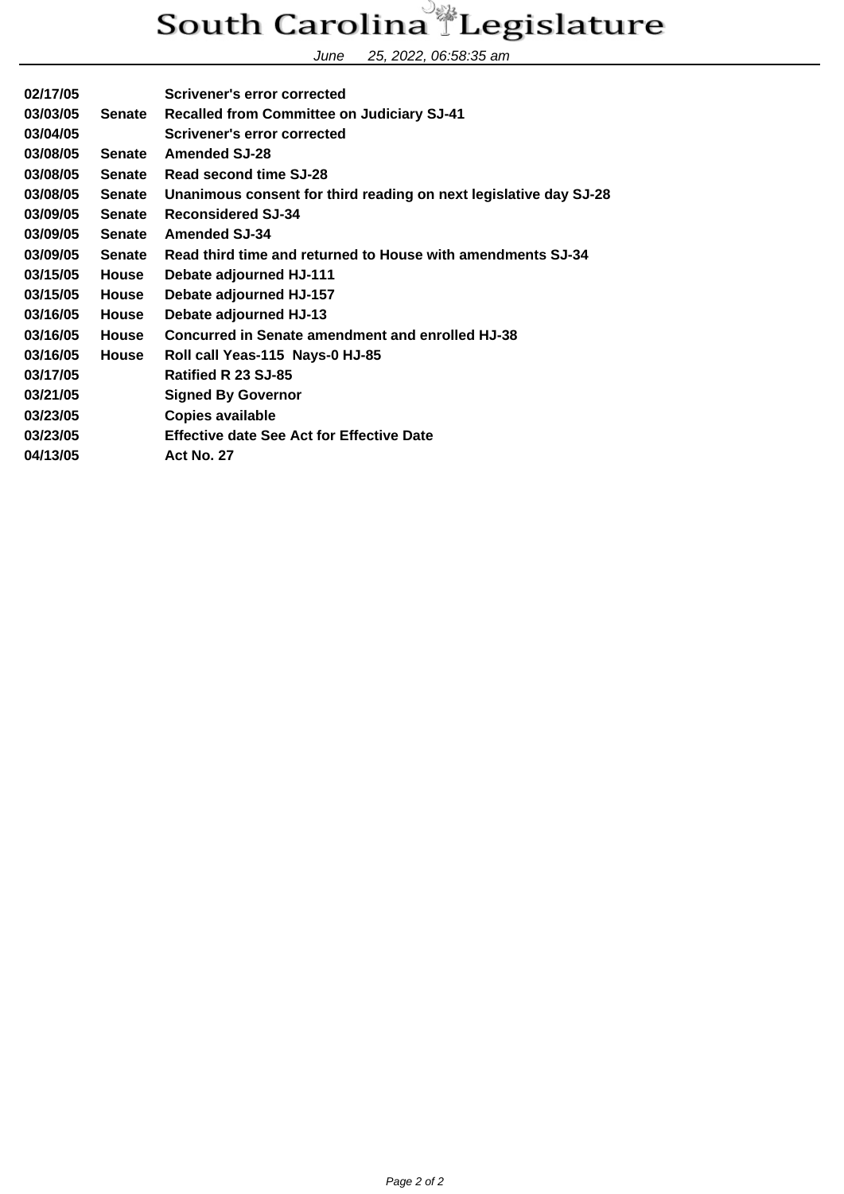| | | |
|---|---|---|
| 02/17/05 | | Scrivener's error corrected |
| 03/03/05 | Senate | Recalled from Committee on Judiciary SJ-41 |
| 03/04/05 | | Scrivener's error corrected |
| 03/08/05 | Senate | Amended SJ-28 |
| 03/08/05 | Senate | Read second time SJ-28 |
| 03/08/05 | Senate | Unanimous consent for third reading on next legislative day SJ-28 |
| 03/09/05 | Senate | Reconsidered SJ-34 |
| 03/09/05 | Senate | Amended SJ-34 |
| 03/09/05 | Senate | Read third time and returned to House with amendments SJ-34 |
| 03/15/05 | House | Debate adjourned HJ-111 |
| 03/15/05 | House | Debate adjourned HJ-157 |
| 03/16/05 | House | Debate adjourned HJ-13 |
| 03/16/05 | House | Concurred in Senate amendment and enrolled HJ-38 |
| 03/16/05 | House | Roll call Yeas-115 Nays-0 HJ-85 |
| 03/17/05 | | Ratified R 23 SJ-85 |
| 03/21/05 | | Signed By Governor |
| 03/23/05 | | Copies available |
| 03/23/05 | | Effective date See Act for Effective Date |
| 04/13/05 | | Act No. 27 |